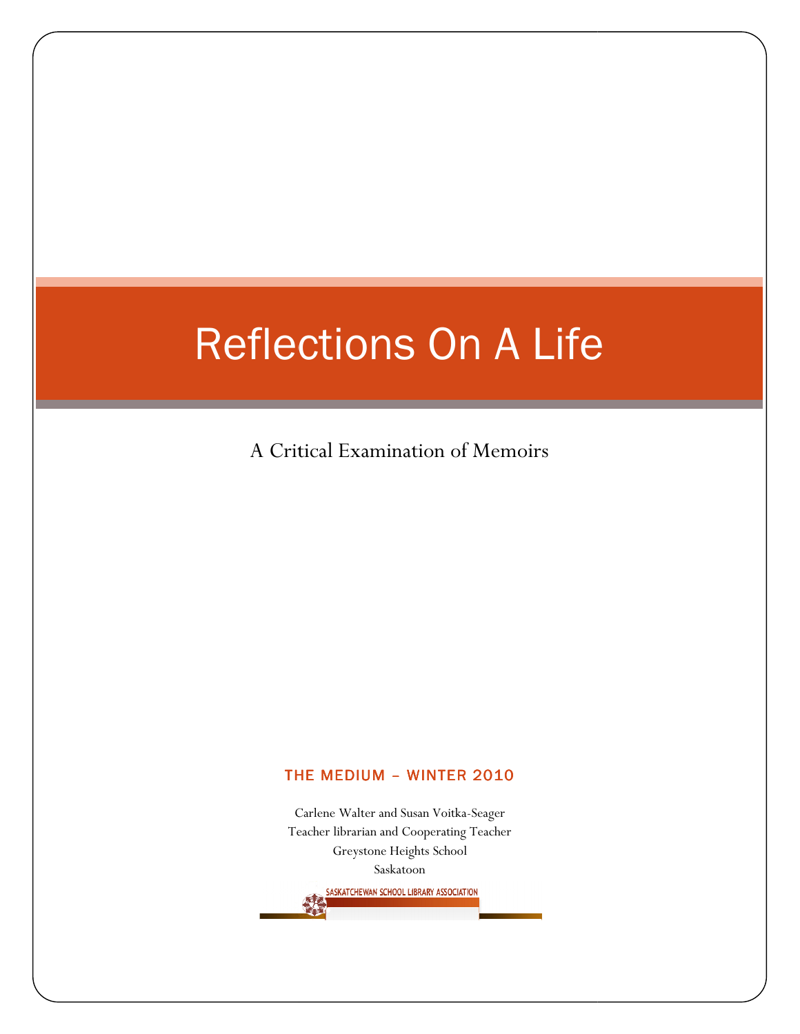# Reflections On A Life

A Critical Examination of Memoirs

THE MEDIUM – WINTER 2010

Carlene Walter and Susan Voitka-Seager
Teacher librarian and Cooperating Teacher
Greystone Heights School
Saskatoon

SASKATCHEWAN SCHOOL LIBRARY ASSOCIATION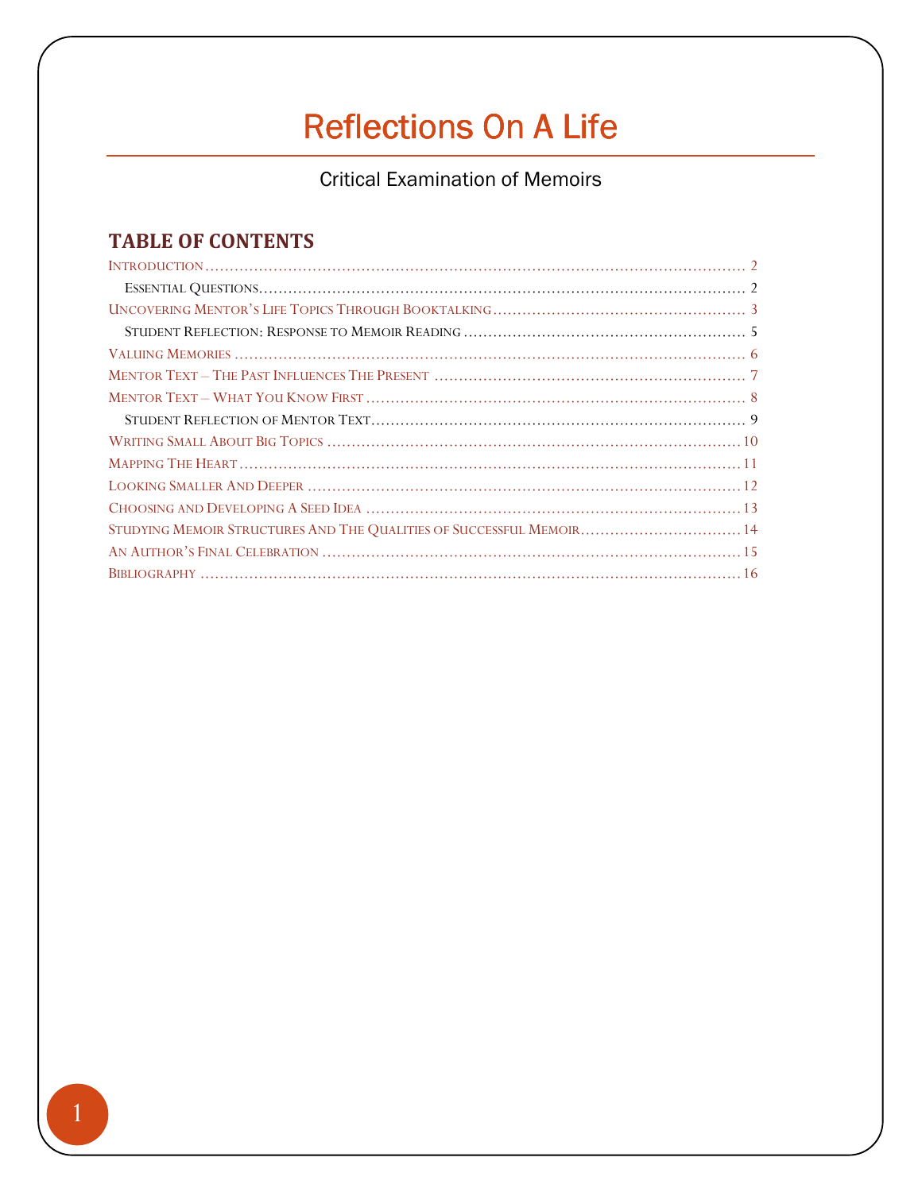# Reflections On A Life

Critical Examination of Memoirs

## TABLE OF CONTENTS

Introduction ........................................................................................................ 2

  Essential Questions ........................................................................................ 2

Uncovering Mentor's Life Topics Through Booktalking ........................................ 3

  Student Reflection: Response to Memoir Reading .............................................. 5

Valuing Memories ................................................................................................ 6

Mentor Text – The Past Influences The Present ................................................... 7

Mentor Text – What You Know First ..................................................................... 8

  Student Reflection of Mentor Text ..................................................................... 9

Writing Small About Big Topics .......................................................................... 10

Mapping The Heart ............................................................................................. 11

Looking Smaller And Deeper ............................................................................... 12

Choosing and Developing A Seed Idea ................................................................. 13

Studying Memoir Structures And The Qualities of Successful Memoir .................. 14

An Author's Final Celebration .............................................................................. 15

Bibliography ....................................................................................................... 16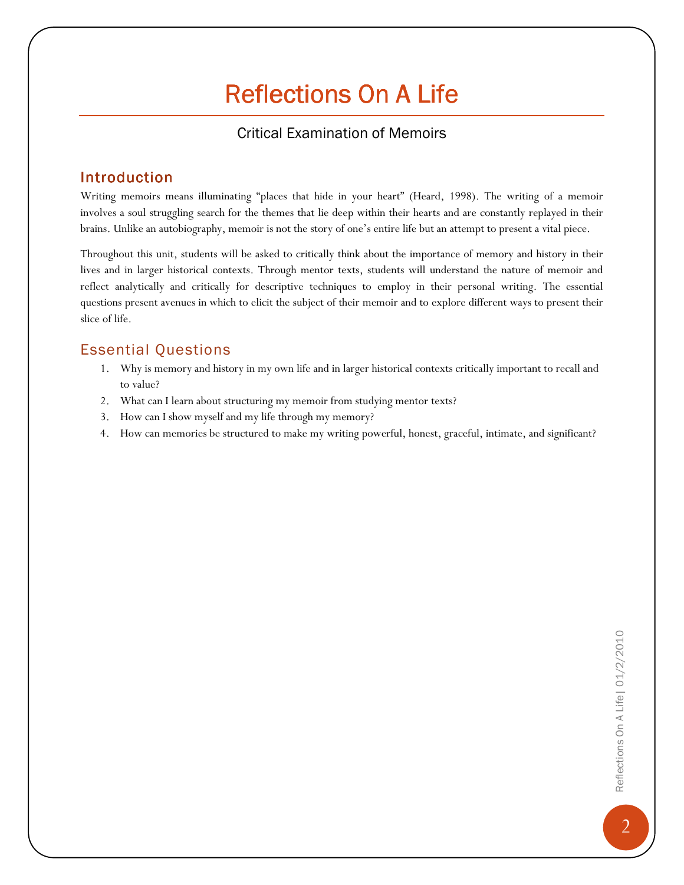# Reflections On A Life

## Critical Examination of Memoirs

### Introduction

Writing memoirs means illuminating "places that hide in your heart" (Heard, 1998). The writing of a memoir involves a soul struggling search for the themes that lie deep within their hearts and are constantly replayed in their brains. Unlike an autobiography, memoir is not the story of one's entire life but an attempt to present a vital piece.

Throughout this unit, students will be asked to critically think about the importance of memory and history in their lives and in larger historical contexts. Through mentor texts, students will understand the nature of memoir and reflect analytically and critically for descriptive techniques to employ in their personal writing. The essential questions present avenues in which to elicit the subject of their memoir and to explore different ways to present their slice of life.

### Essential Questions

1. Why is memory and history in my own life and in larger historical contexts critically important to recall and to value?
2. What can I learn about structuring my memoir from studying mentor texts?
3. How can I show myself and my life through my memory?
4. How can memories be structured to make my writing powerful, honest, graceful, intimate, and significant?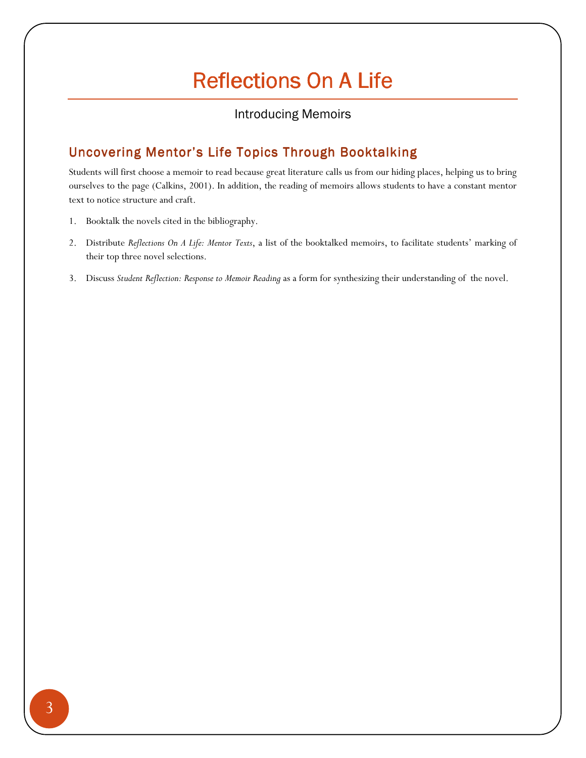# Reflections On A Life

Introducing Memoirs

## Uncovering Mentor's Life Topics Through Booktalking

Students will first choose a memoir to read because great literature calls us from our hiding places, helping us to bring ourselves to the page (Calkins, 2001). In addition, the reading of memoirs allows students to have a constant mentor text to notice structure and craft.

1. Booktalk the novels cited in the bibliography.
2. Distribute *Reflections On A Life: Mentor Texts*, a list of the booktalked memoirs, to facilitate students' marking of their top three novel selections.
3. Discuss *Student Reflection: Response to Memoir Reading* as a form for synthesizing their understanding of the novel.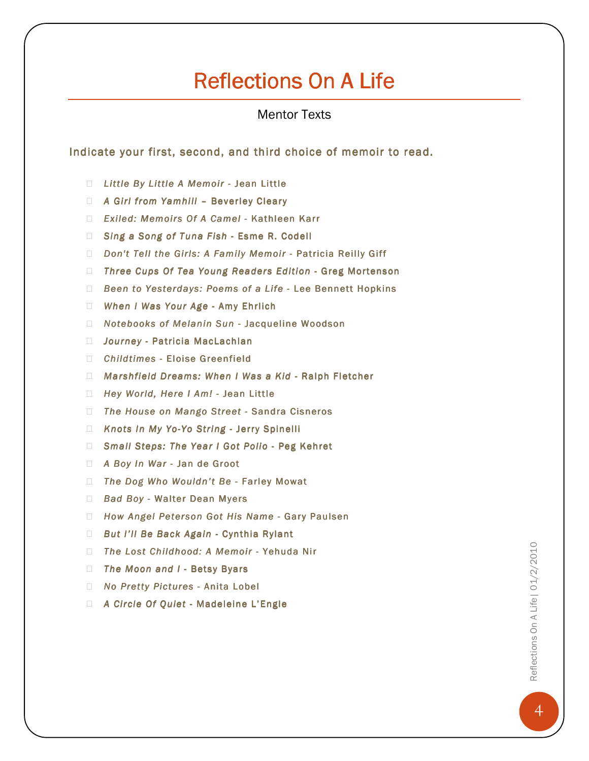# Reflections On A Life

## Mentor Texts

Indicate your first, second, and third choice of memoir to read.

- *Little By Little A Memoir* - Jean Little
- *A Girl from Yamhill* – Beverley Cleary
- *Exiled: Memoirs Of A Camel* - Kathleen Karr
- *Sing a Song of Tuna Fish* - Esme R. Codell
- *Don't Tell the Girls: A Family Memoir* - Patricia Reilly Giff
- *Three Cups Of Tea Young Readers Edition* - Greg Mortenson
- *Been to Yesterdays: Poems of a Life* - Lee Bennett Hopkins
- *When I Was Your Age* - Amy Ehrlich
- *Notebooks of Melanin Sun* - Jacqueline Woodson
- *Journey* - Patricia MacLachlan
- *Childtimes* - Eloise Greenfield
- *Marshfield Dreams: When I Was a Kid* - Ralph Fletcher
- *Hey World, Here I Am!* - Jean Little
- *The House on Mango Street* - Sandra Cisneros
- *Knots In My Yo-Yo String* - Jerry Spinelli
- *Small Steps: The Year I Got Polio* - Peg Kehret
- *A Boy In War* - Jan de Groot
- *The Dog Who Wouldn't Be* - Farley Mowat
- *Bad Boy* - Walter Dean Myers
- *How Angel Peterson Got His Name* - Gary Paulsen
- *But I'll Be Back Again* - Cynthia Rylant
- *The Lost Childhood: A Memoir* - Yehuda Nir
- *The Moon and I* - Betsy Byars
- *No Pretty Pictures* - Anita Lobel
- *A Circle Of Quiet* - Madeleine L'Engle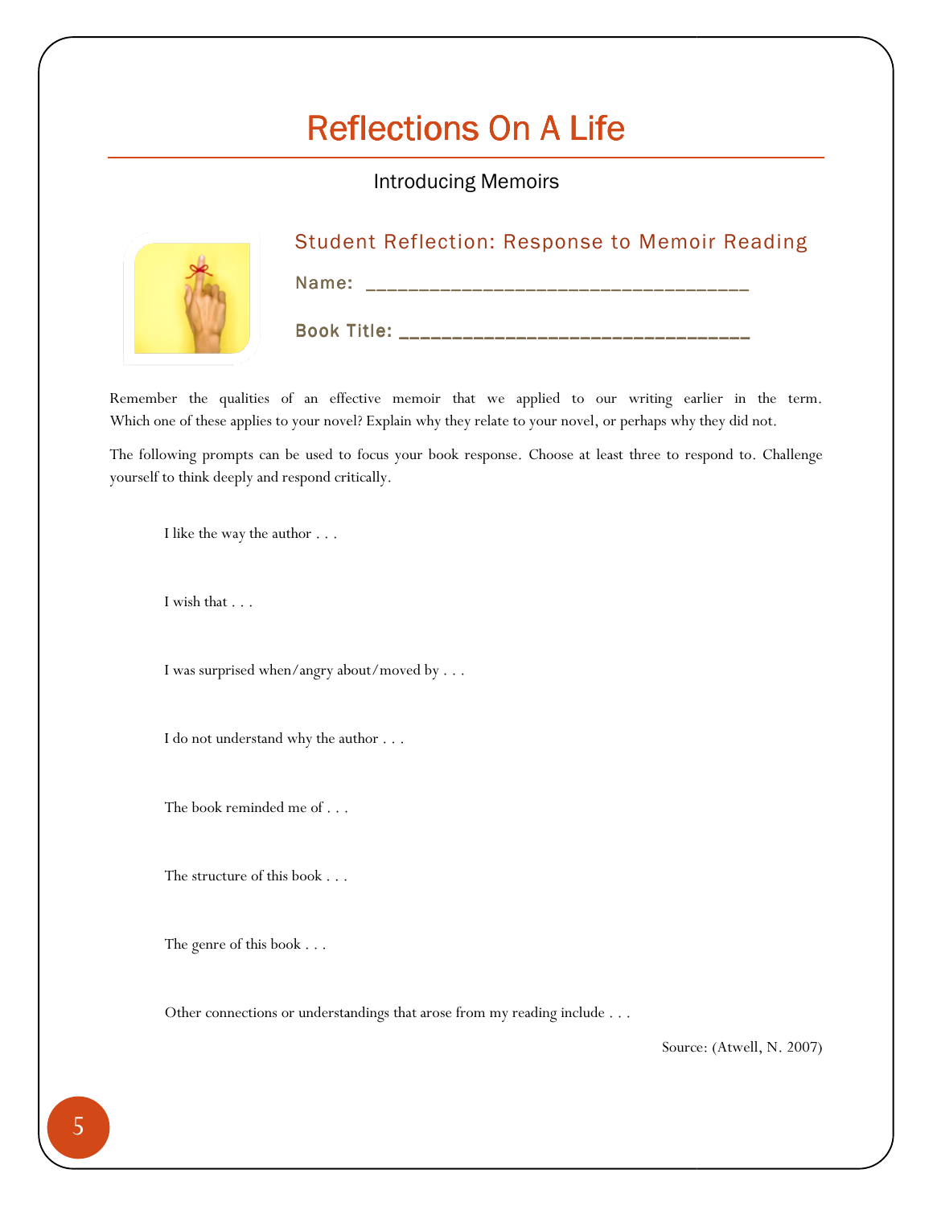# Reflections On A Life

Introducing Memoirs

## Student Reflection: Response to Memoir Reading

**Name:** ______________________________________

**Book Title:** ___________________________________

Remember the qualities of an effective memoir that we applied to our writing earlier in the term. Which one of these applies to your novel? Explain why they relate to your novel, or perhaps why they did not.

The following prompts can be used to focus your book response. Choose at least three to respond to. Challenge yourself to think deeply and respond critically.

I like the way the author . . .

I wish that . . .

I was surprised when/angry about/moved by . . .

I do not understand why the author . . .

The book reminded me of . . .

The structure of this book . . .

The genre of this book . . .

Other connections or understandings that arose from my reading include . . .

Source: (Atwell, N. 2007)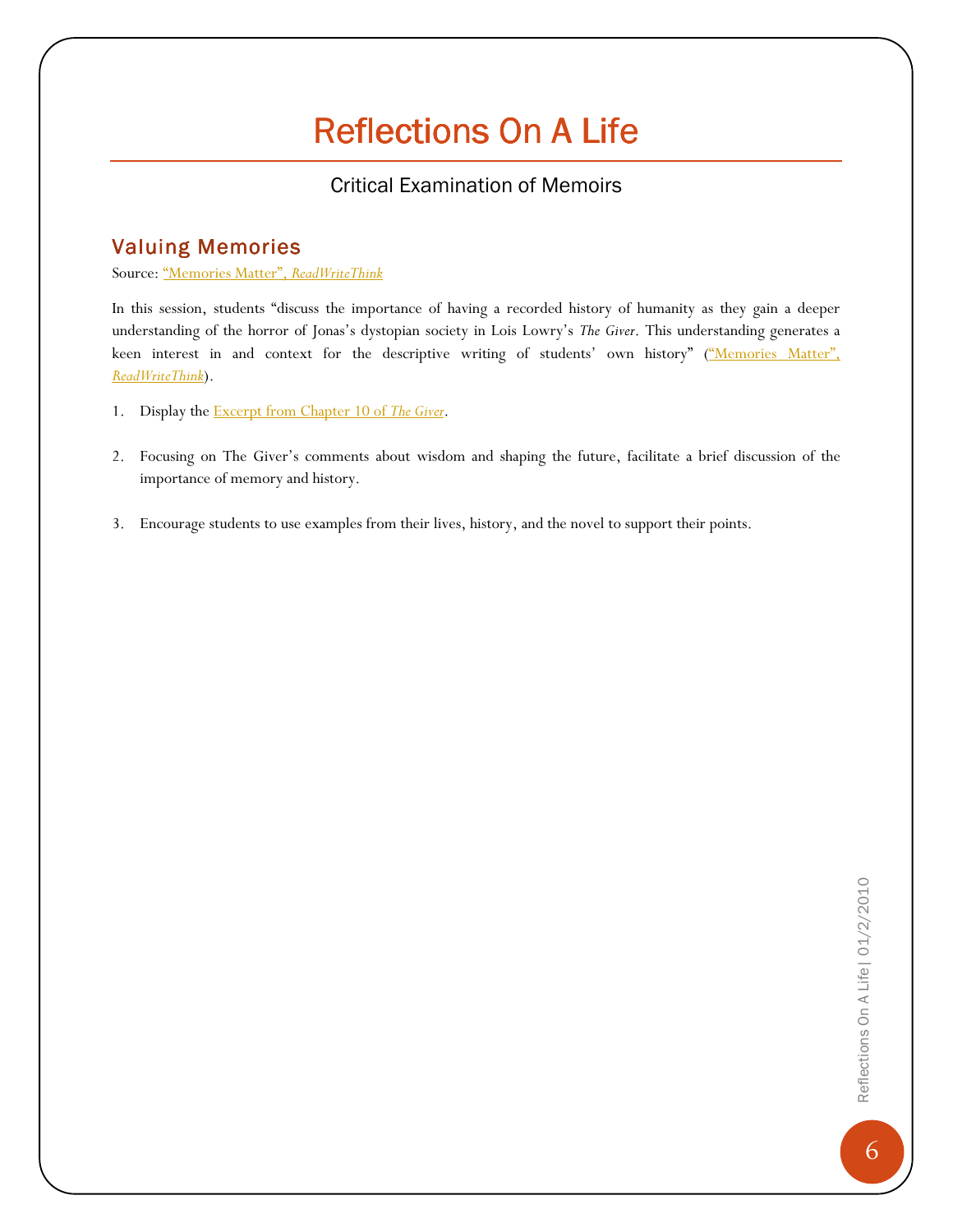# Reflections On A Life

## Critical Examination of Memoirs

### Valuing Memories

Source: "Memories Matter", *ReadWriteThink*

In this session, students "discuss the importance of having a recorded history of humanity as they gain a deeper understanding of the horror of Jonas's dystopian society in Lois Lowry's *The Giver*. This understanding generates a keen interest in and context for the descriptive writing of students' own history" ("Memories Matter", *ReadWriteThink*).

1. Display the Excerpt from Chapter 10 of *The Giver*.

2. Focusing on The Giver's comments about wisdom and shaping the future, facilitate a brief discussion of the importance of memory and history.

3. Encourage students to use examples from their lives, history, and the novel to support their points.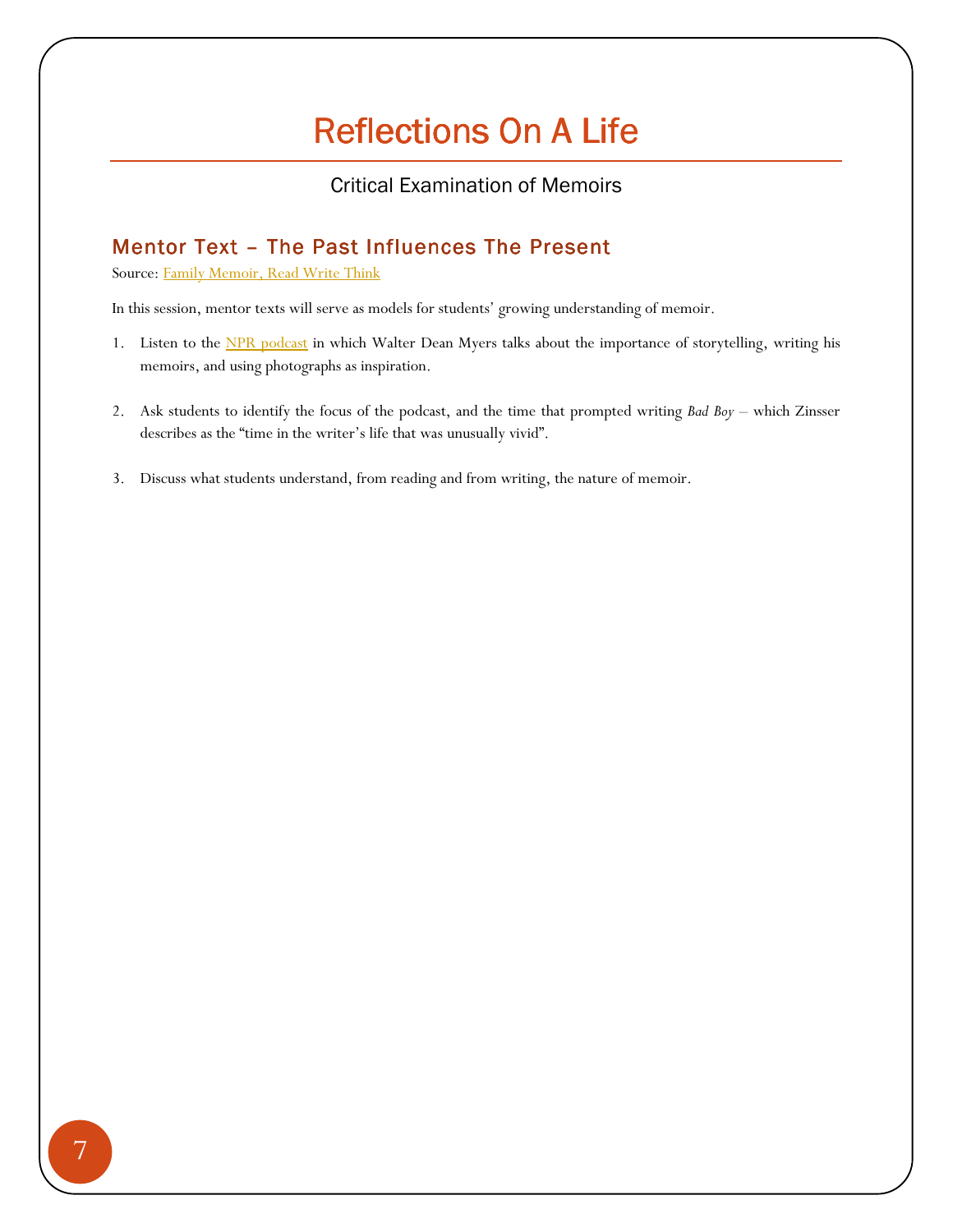# Reflections On A Life

Critical Examination of Memoirs

## Mentor Text – The Past Influences The Present

Source: Family Memoir, Read Write Think

In this session, mentor texts will serve as models for students' growing understanding of memoir.

1. Listen to the NPR podcast in which Walter Dean Myers talks about the importance of storytelling, writing his memoirs, and using photographs as inspiration.

2. Ask students to identify the focus of the podcast, and the time that prompted writing *Bad Boy* – which Zinsser describes as the "time in the writer's life that was unusually vivid".

3. Discuss what students understand, from reading and from writing, the nature of memoir.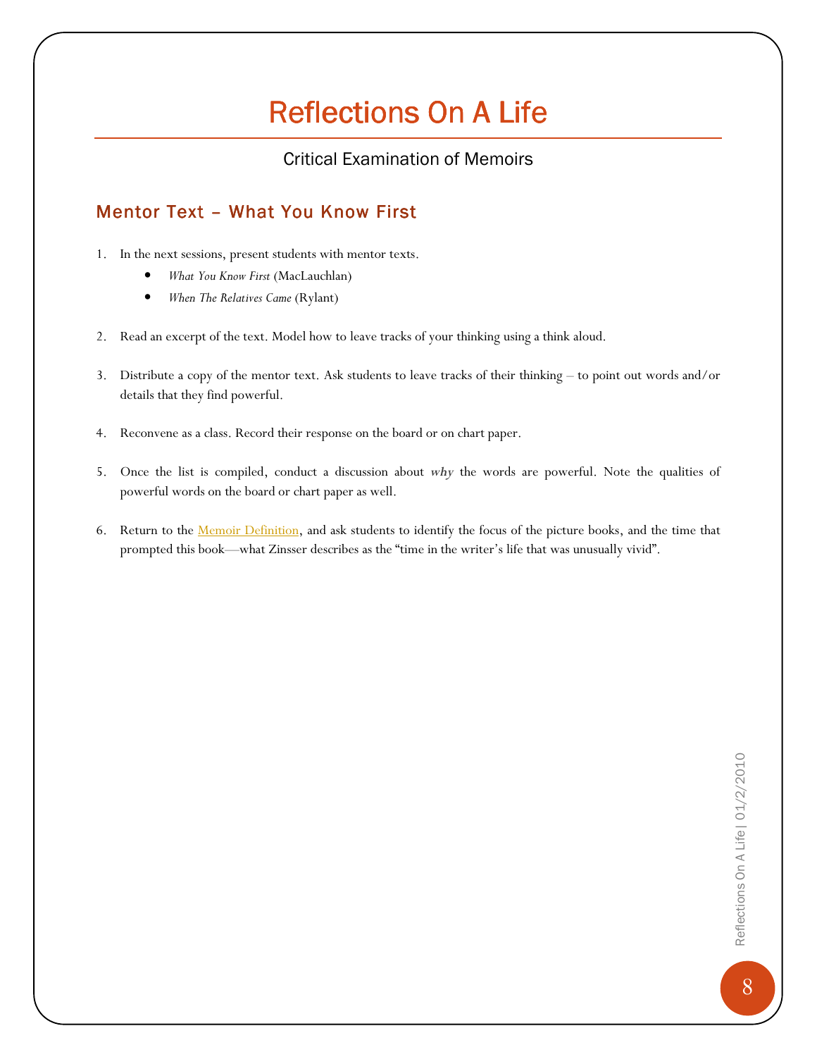# Reflections On A Life

## Critical Examination of Memoirs

### Mentor Text – What You Know First

1. In the next sessions, present students with mentor texts.
   - *What You Know First* (MacLauchlan)
   - *When The Relatives Came* (Rylant)

2. Read an excerpt of the text. Model how to leave tracks of your thinking using a think aloud.

3. Distribute a copy of the mentor text. Ask students to leave tracks of their thinking – to point out words and/or details that they find powerful.

4. Reconvene as a class. Record their response on the board or on chart paper.

5. Once the list is compiled, conduct a discussion about ***why*** the words are powerful. Note the qualities of powerful words on the board or chart paper as well.

6. Return to the Memoir Definition, and ask students to identify the focus of the picture books, and the time that prompted this book—what Zinsser describes as the "time in the writer's life that was unusually vivid".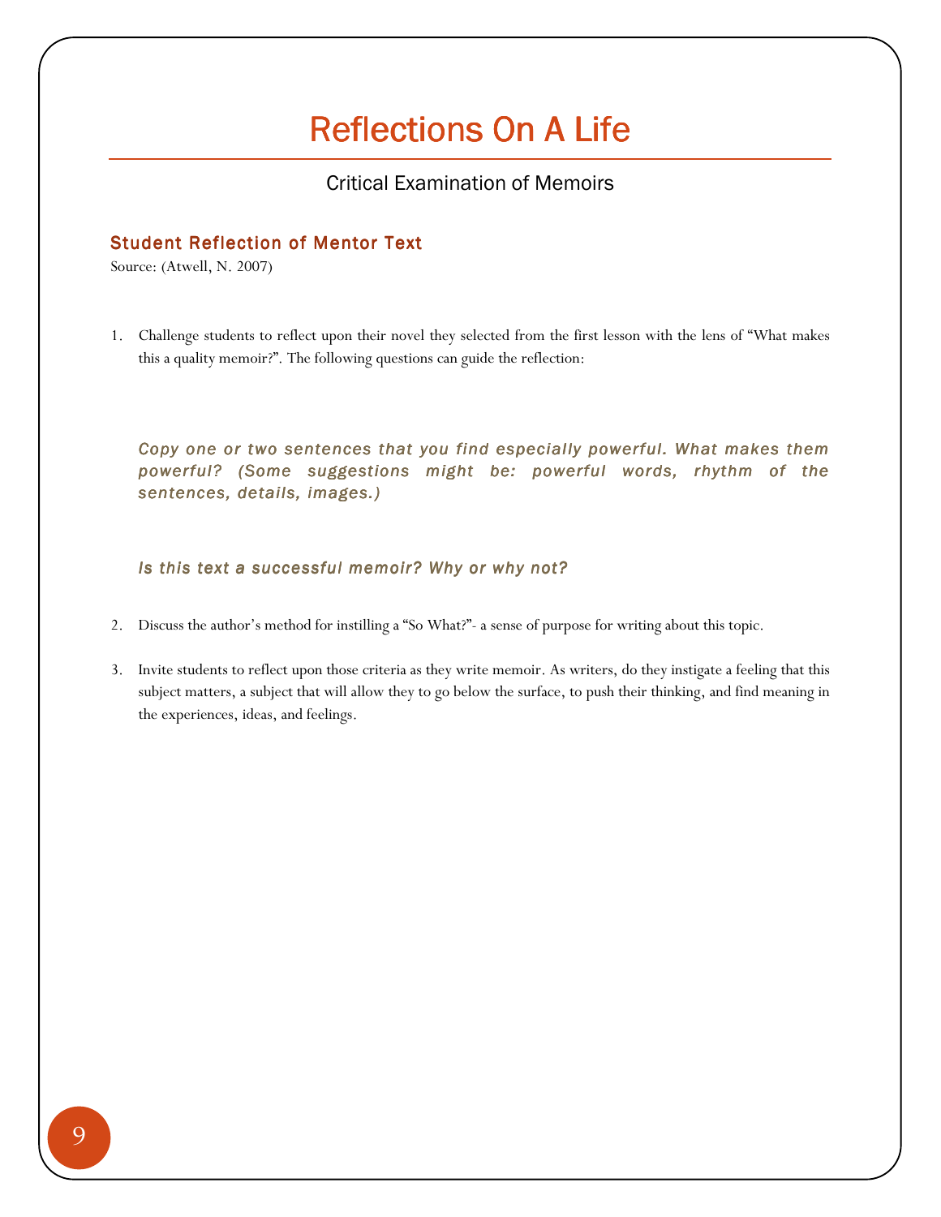# Reflections On A Life

## Critical Examination of Memoirs

### Student Reflection of Mentor Text

Source: (Atwell, N. 2007)

1. Challenge students to reflect upon their novel they selected from the first lesson with the lens of "What makes this a quality memoir?". The following questions can guide the reflection:

   ***Copy one or two sentences that you find especially powerful. What makes them powerful? (Some suggestions might be: powerful words, rhythm of the sentences, details, images.)***

   ***Is this text a successful memoir? Why or why not?***

2. Discuss the author's method for instilling a "So What?"- a sense of purpose for writing about this topic.

3. Invite students to reflect upon those criteria as they write memoir. As writers, do they instigate a feeling that this subject matters, a subject that will allow they to go below the surface, to push their thinking, and find meaning in the experiences, ideas, and feelings.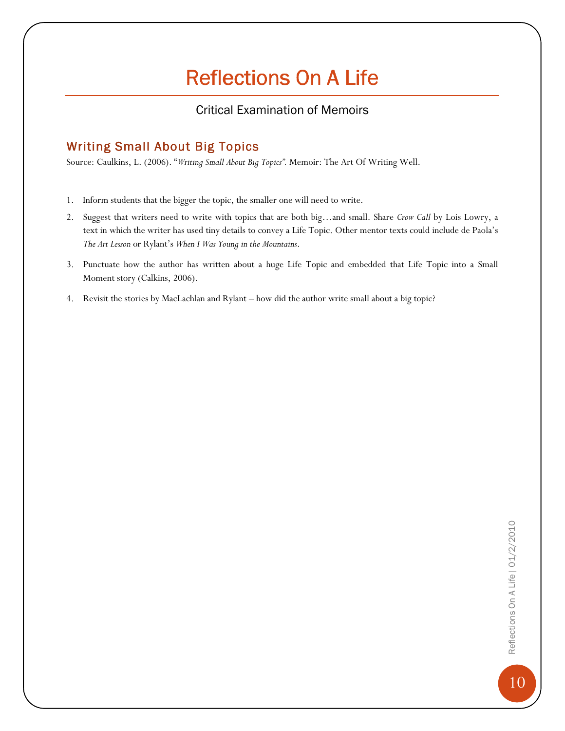# Reflections On A Life

Critical Examination of Memoirs

## Writing Small About Big Topics

Source: Caulkins, L. (2006). "*Writing Small About Big Topics*". Memoir: The Art Of Writing Well.

1. Inform students that the bigger the topic, the smaller one will need to write.
2. Suggest that writers need to write with topics that are both big…and small. Share *Crow Call* by Lois Lowry, a text in which the writer has used tiny details to convey a Life Topic. Other mentor texts could include de Paola's *The Art Lesson* or Rylant's *When I Was Young in the Mountains*.
3. Punctuate how the author has written about a huge Life Topic and embedded that Life Topic into a Small Moment story (Calkins, 2006).
4. Revisit the stories by MacLachlan and Rylant – how did the author write small about a big topic?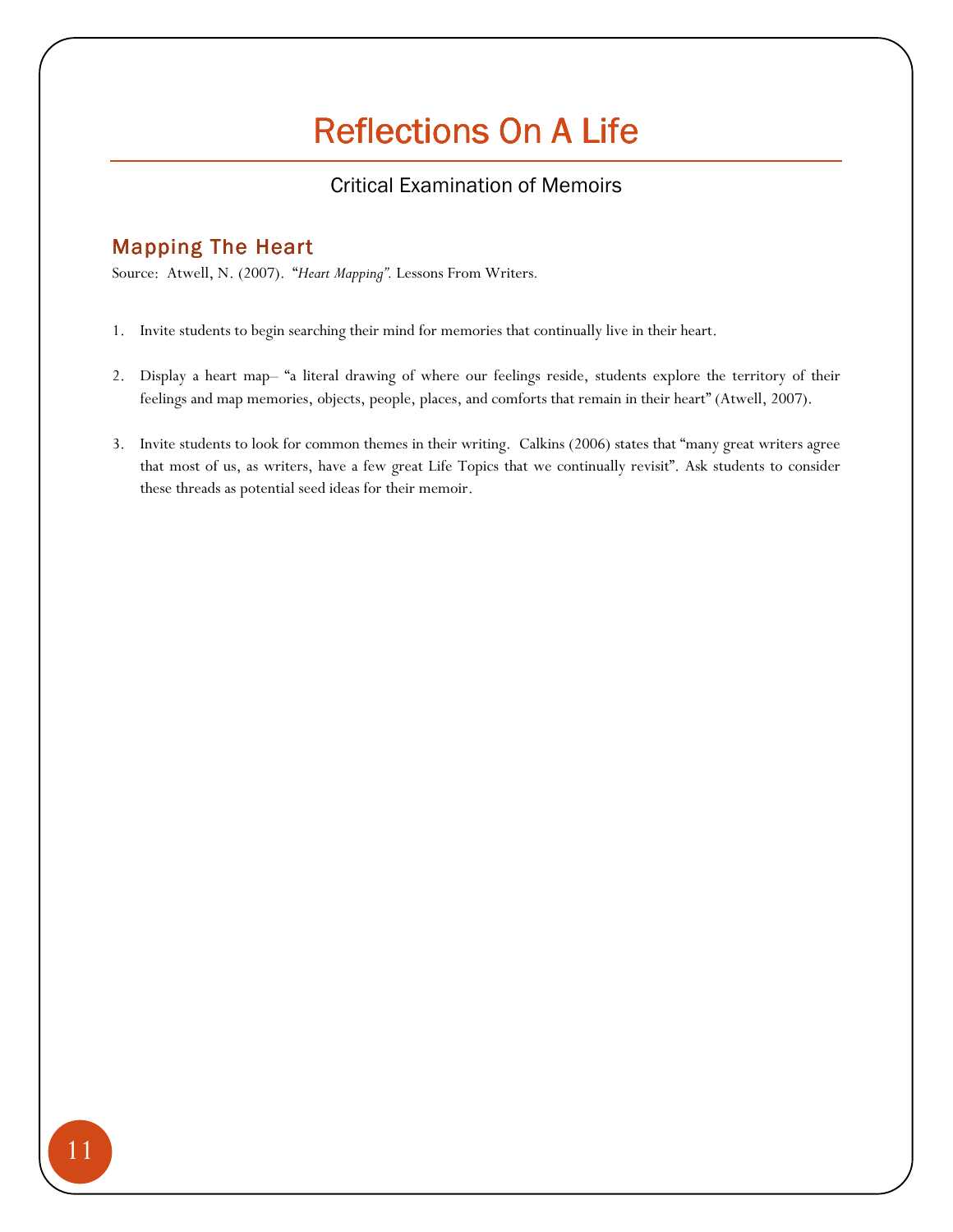# Reflections On A Life

## Critical Examination of Memoirs

### Mapping The Heart

Source: Atwell, N. (2007). *"Heart Mapping"*. Lessons From Writers.

1. Invite students to begin searching their mind for memories that continually live in their heart.

2. Display a heart map– "a literal drawing of where our feelings reside, students explore the territory of their feelings and map memories, objects, people, places, and comforts that remain in their heart" (Atwell, 2007).

3. Invite students to look for common themes in their writing. Calkins (2006) states that "many great writers agree that most of us, as writers, have a few great Life Topics that we continually revisit". Ask students to consider these threads as potential seed ideas for their memoir.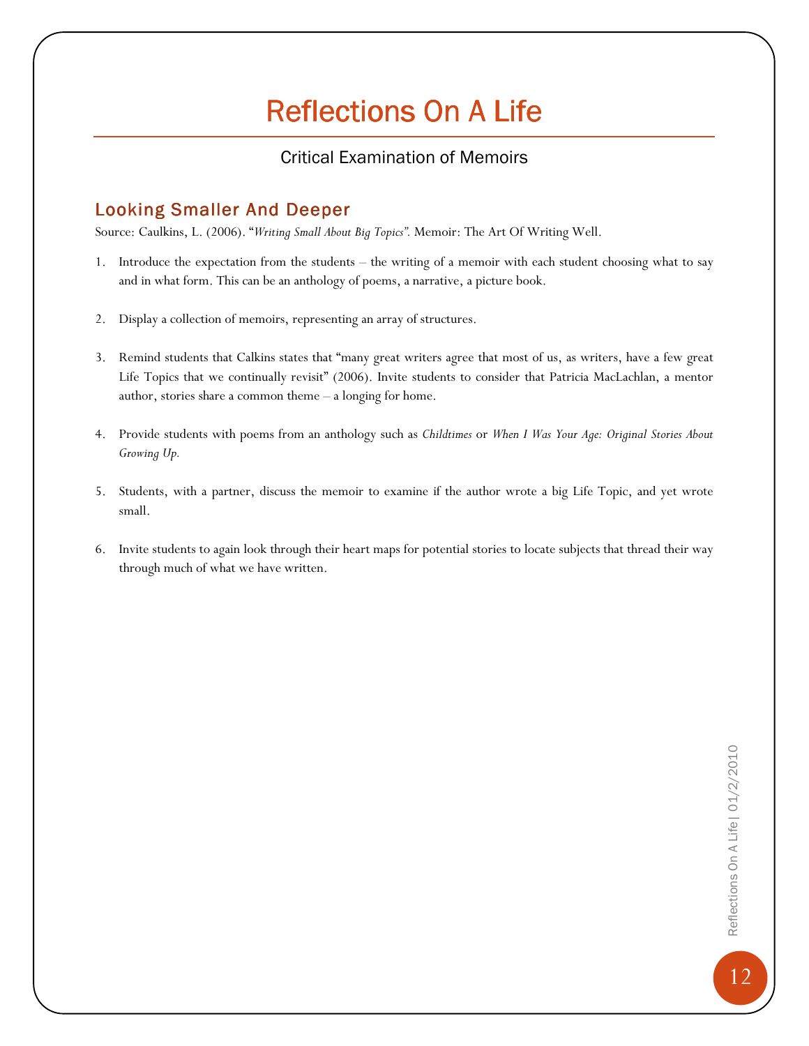# Reflections On A Life

## Critical Examination of Memoirs

### Looking Smaller And Deeper

Source: Caulkins, L. (2006). "*Writing Small About Big Topics*". Memoir: The Art Of Writing Well.

1. Introduce the expectation from the students – the writing of a memoir with each student choosing what to say and in what form. This can be an anthology of poems, a narrative, a picture book.

2. Display a collection of memoirs, representing an array of structures.

3. Remind students that Calkins states that "many great writers agree that most of us, as writers, have a few great Life Topics that we continually revisit" (2006). Invite students to consider that Patricia MacLachlan, a mentor author, stories share a common theme – a longing for home.

4. Provide students with poems from an anthology such as *Childtimes* or *When I Was Your Age: Original Stories About Growing Up.*

5. Students, with a partner, discuss the memoir to examine if the author wrote a big Life Topic, and yet wrote small.

6. Invite students to again look through their heart maps for potential stories to locate subjects that thread their way through much of what we have written.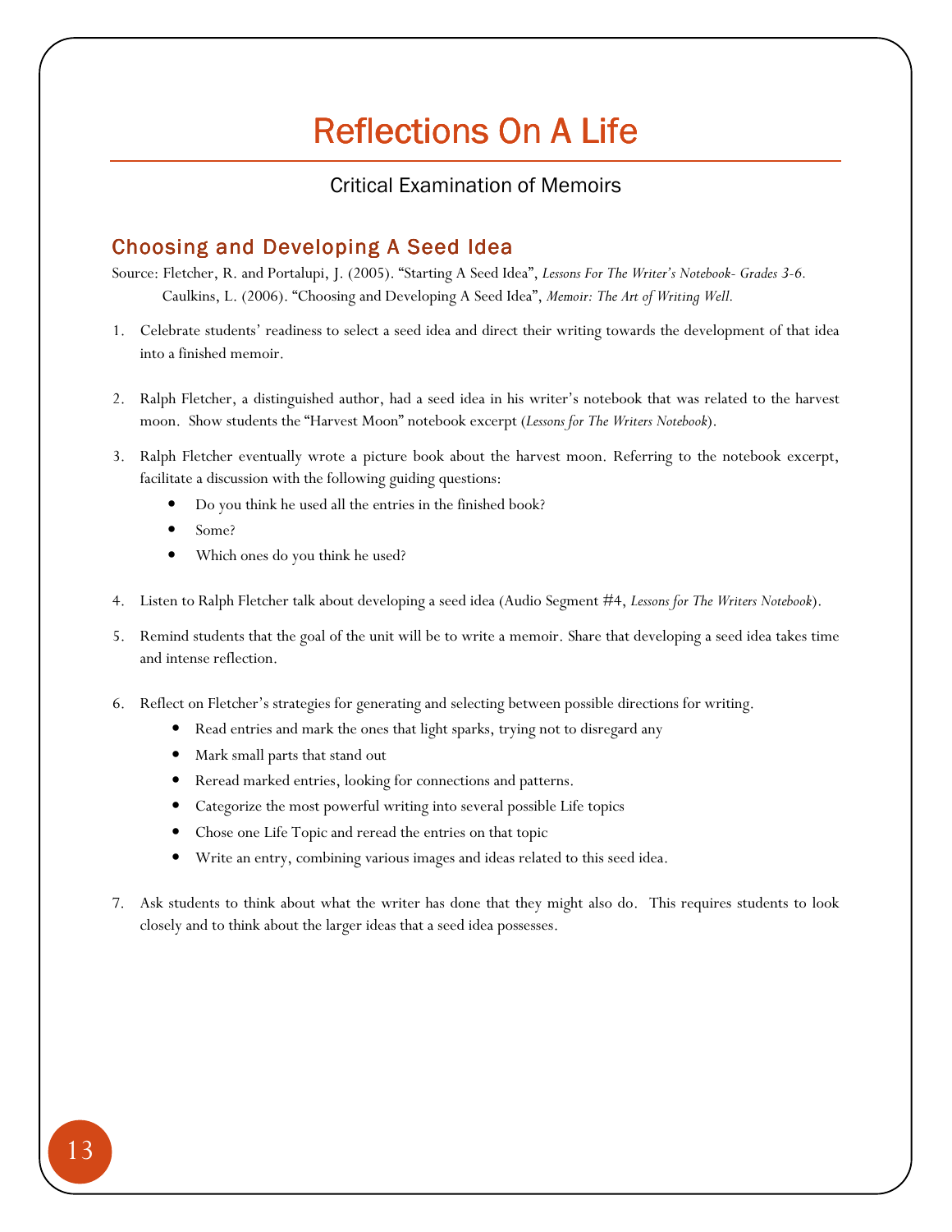# Reflections On A Life

Critical Examination of Memoirs

## Choosing and Developing A Seed Idea

Source: Fletcher, R. and Portalupi, J. (2005). "Starting A Seed Idea", *Lessons For The Writer's Notebook- Grades 3-6.*
Caulkins, L. (2006). "Choosing and Developing A Seed Idea", *Memoir: The Art of Writing Well.*

1. Celebrate students' readiness to select a seed idea and direct their writing towards the development of that idea into a finished memoir.

2. Ralph Fletcher, a distinguished author, had a seed idea in his writer's notebook that was related to the harvest moon. Show students the "Harvest Moon" notebook excerpt (*Lessons for The Writers Notebook*).

3. Ralph Fletcher eventually wrote a picture book about the harvest moon. Referring to the notebook excerpt, facilitate a discussion with the following guiding questions:
   - Do you think he used all the entries in the finished book?
   - Some?
   - Which ones do you think he used?

4. Listen to Ralph Fletcher talk about developing a seed idea (Audio Segment #4, *Lessons for The Writers Notebook*).

5. Remind students that the goal of the unit will be to write a memoir. Share that developing a seed idea takes time and intense reflection.

6. Reflect on Fletcher's strategies for generating and selecting between possible directions for writing.
   - Read entries and mark the ones that light sparks, trying not to disregard any
   - Mark small parts that stand out
   - Reread marked entries, looking for connections and patterns.
   - Categorize the most powerful writing into several possible Life topics
   - Chose one Life Topic and reread the entries on that topic
   - Write an entry, combining various images and ideas related to this seed idea.

7. Ask students to think about what the writer has done that they might also do. This requires students to look closely and to think about the larger ideas that a seed idea possesses.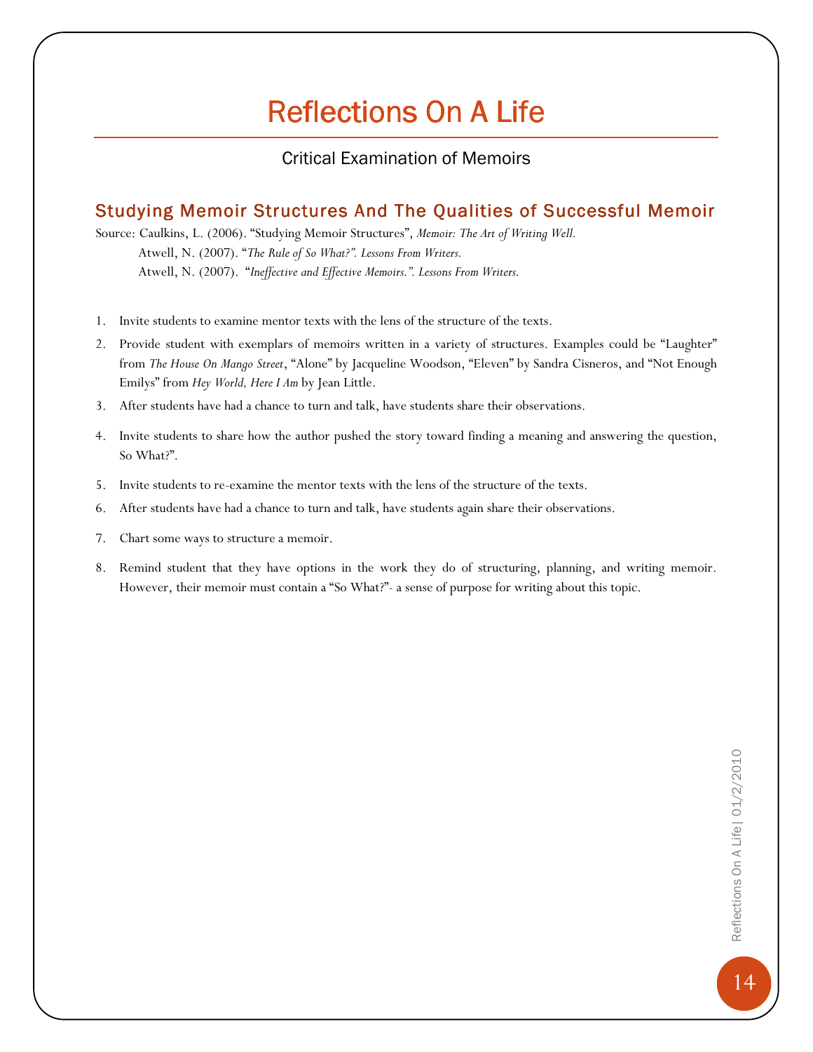# Reflections On A Life

Critical Examination of Memoirs

## Studying Memoir Structures And The Qualities of Successful Memoir

Source: Caulkins, L. (2006). "Studying Memoir Structures", *Memoir: The Art of Writing Well.*

Atwell, N. (2007). "*The Rule of So What?". Lessons From Writers.*

Atwell, N. (2007). "*Ineffective and Effective Memoirs.". Lessons From Writers.*

1. Invite students to examine mentor texts with the lens of the structure of the texts.
2. Provide student with exemplars of memoirs written in a variety of structures. Examples could be "Laughter" from *The House On Mango Street*, "Alone" by Jacqueline Woodson, "Eleven" by Sandra Cisneros, and "Not Enough Emilys" from *Hey World, Here I Am* by Jean Little.
3. After students have had a chance to turn and talk, have students share their observations.
4. Invite students to share how the author pushed the story toward finding a meaning and answering the question, So What?".
5. Invite students to re-examine the mentor texts with the lens of the structure of the texts.
6. After students have had a chance to turn and talk, have students again share their observations.
7. Chart some ways to structure a memoir.
8. Remind student that they have options in the work they do of structuring, planning, and writing memoir. However, their memoir must contain a "So What?"- a sense of purpose for writing about this topic.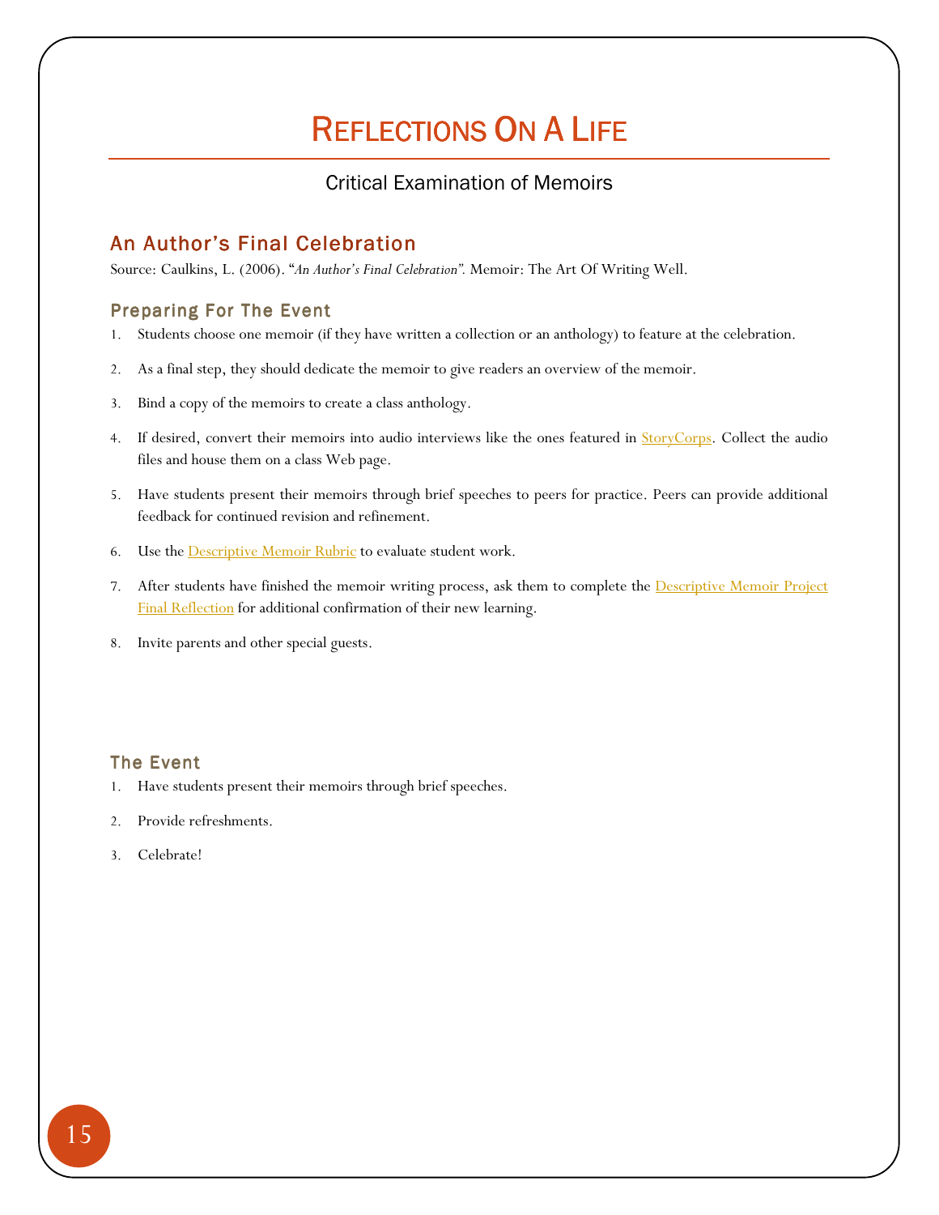# Reflections On A Life

## Critical Examination of Memoirs

### An Author's Final Celebration

Source: Caulkins, L. (2006). "*An Author's Final Celebration*". Memoir: The Art Of Writing Well.

#### Preparing For The Event

1. Students choose one memoir (if they have written a collection or an anthology) to feature at the celebration.
2. As a final step, they should dedicate the memoir to give readers an overview of the memoir.
3. Bind a copy of the memoirs to create a class anthology.
4. If desired, convert their memoirs into audio interviews like the ones featured in StoryCorps. Collect the audio files and house them on a class Web page.
5. Have students present their memoirs through brief speeches to peers for practice. Peers can provide additional feedback for continued revision and refinement.
6. Use the Descriptive Memoir Rubric to evaluate student work.
7. After students have finished the memoir writing process, ask them to complete the Descriptive Memoir Project Final Reflection for additional confirmation of their new learning.
8. Invite parents and other special guests.

#### The Event

1. Have students present their memoirs through brief speeches.
2. Provide refreshments.
3. Celebrate!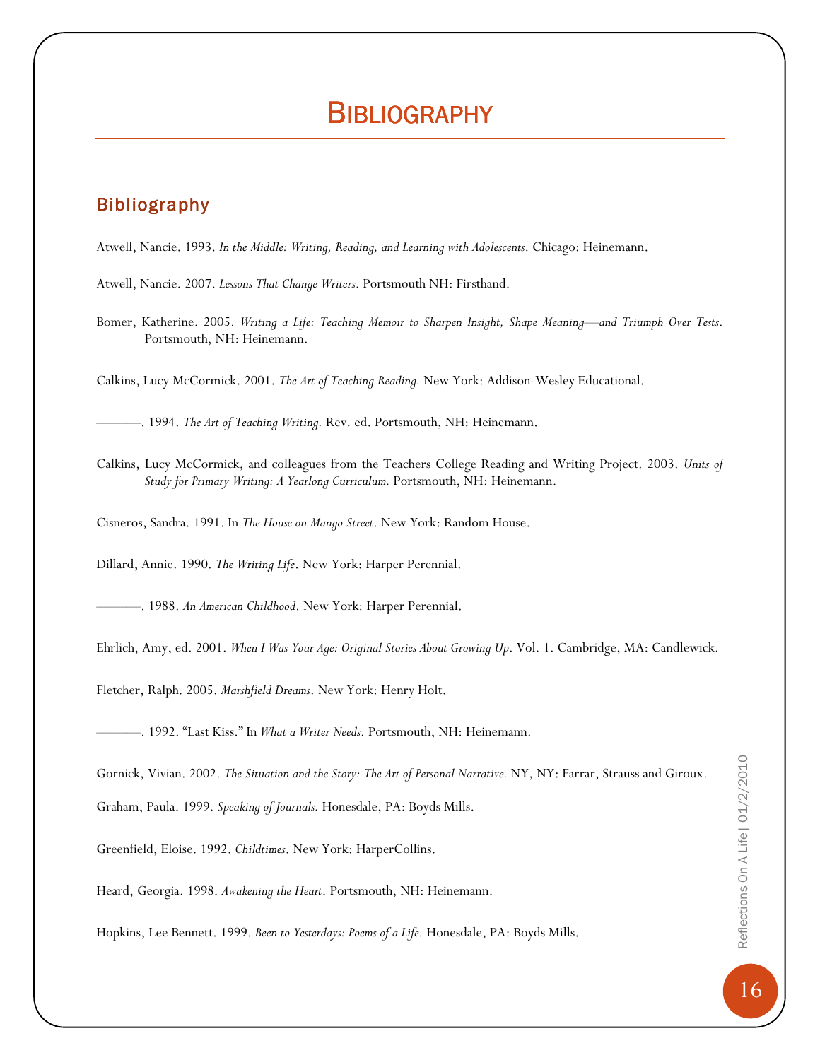# Bibliography

## Bibliography

Atwell, Nancie. 1993. *In the Middle: Writing, Reading, and Learning with Adolescents*. Chicago: Heinemann.

Atwell, Nancie. 2007. *Lessons That Change Writers*. Portsmouth NH: Firsthand.

Bomer, Katherine. 2005. *Writing a Life: Teaching Memoir to Sharpen Insight, Shape Meaning—and Triumph Over Tests*. Portsmouth, NH: Heinemann.

Calkins, Lucy McCormick. 2001. *The Art of Teaching Reading.* New York: Addison-Wesley Educational.

———. 1994. *The Art of Teaching Writing.* Rev. ed. Portsmouth, NH: Heinemann.

Calkins, Lucy McCormick, and colleagues from the Teachers College Reading and Writing Project. 2003. *Units of Study for Primary Writing: A Yearlong Curriculum.* Portsmouth, NH: Heinemann.

Cisneros, Sandra. 1991. In *The House on Mango Street*. New York: Random House.

Dillard, Annie. 1990. *The Writing Life*. New York: Harper Perennial.

———. 1988. *An American Childhood*. New York: Harper Perennial.

Ehrlich, Amy, ed. 2001. *When I Was Your Age: Original Stories About Growing Up*. Vol. 1. Cambridge, MA: Candlewick.

Fletcher, Ralph. 2005. *Marshfield Dreams*. New York: Henry Holt.

———. 1992. "Last Kiss." In *What a Writer Needs*. Portsmouth, NH: Heinemann.

Gornick, Vivian. 2002. *The Situation and the Story: The Art of Personal Narrative.* NY, NY: Farrar, Strauss and Giroux.

Graham, Paula. 1999. *Speaking of Journals.* Honesdale, PA: Boyds Mills.

Greenfield, Eloise. 1992. *Childtimes*. New York: HarperCollins.

Heard, Georgia. 1998. *Awakening the Heart*. Portsmouth, NH: Heinemann.

Hopkins, Lee Bennett. 1999. *Been to Yesterdays: Poems of a Life*. Honesdale, PA: Boyds Mills.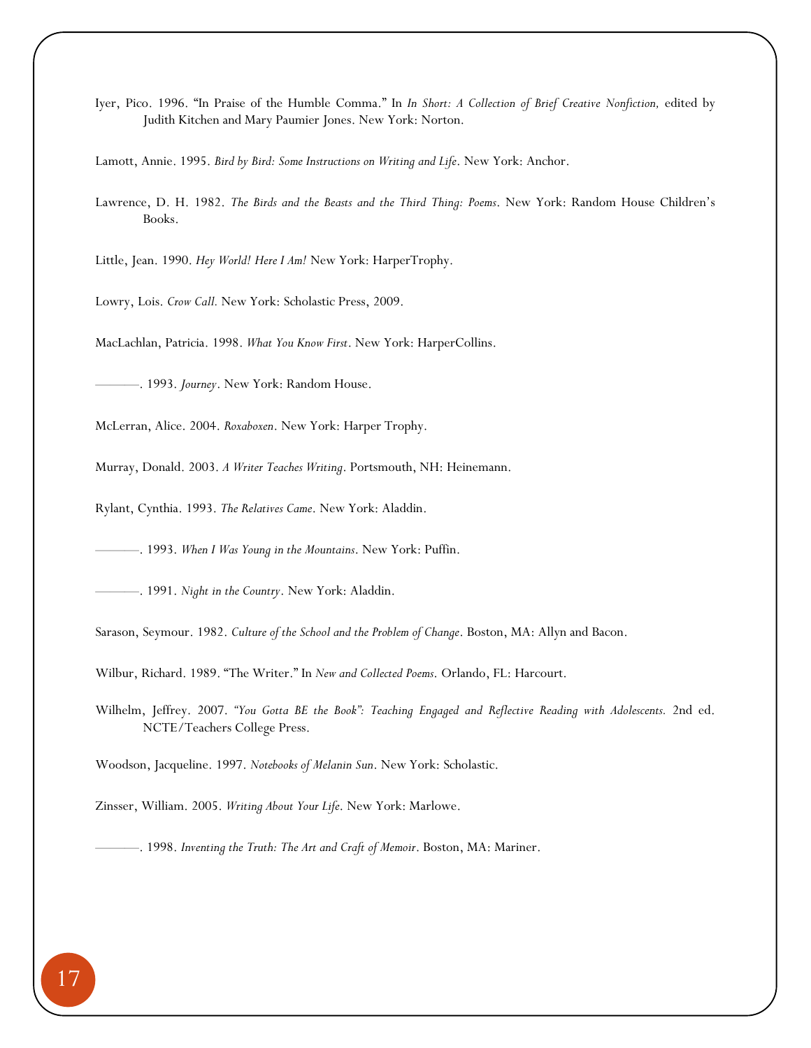Iyer, Pico. 1996. "In Praise of the Humble Comma." In *In Short: A Collection of Brief Creative Nonfiction,* edited by Judith Kitchen and Mary Paumier Jones. New York: Norton.

Lamott, Annie. 1995. *Bird by Bird: Some Instructions on Writing and Life*. New York: Anchor.

Lawrence, D. H. 1982. *The Birds and the Beasts and the Third Thing: Poems*. New York: Random House Children's Books.

Little, Jean. 1990. *Hey World! Here I Am!* New York: HarperTrophy.

Lowry, Lois. *Crow Call*. New York: Scholastic Press, 2009.

MacLachlan, Patricia. 1998. *What You Know First*. New York: HarperCollins.

———. 1993. *Journey*. New York: Random House.

McLerran, Alice. 2004. *Roxaboxen*. New York: Harper Trophy.

Murray, Donald. 2003. *A Writer Teaches Writing*. Portsmouth, NH: Heinemann.

Rylant, Cynthia. 1993. *The Relatives Came*. New York: Aladdin.

———. 1993. *When I Was Young in the Mountains*. New York: Puffin.

———. 1991. *Night in the Country*. New York: Aladdin.

Sarason, Seymour. 1982. *Culture of the School and the Problem of Change*. Boston, MA: Allyn and Bacon.

Wilbur, Richard. 1989. "The Writer." In *New and Collected Poems*. Orlando, FL: Harcourt.

Wilhelm, Jeffrey. 2007. *"You Gotta BE the Book": Teaching Engaged and Reflective Reading with Adolescents.* 2nd ed. NCTE/Teachers College Press.

Woodson, Jacqueline. 1997. *Notebooks of Melanin Sun*. New York: Scholastic.

Zinsser, William. 2005. *Writing About Your Life*. New York: Marlowe.

———. 1998. *Inventing the Truth: The Art and Craft of Memoir*. Boston, MA: Mariner.